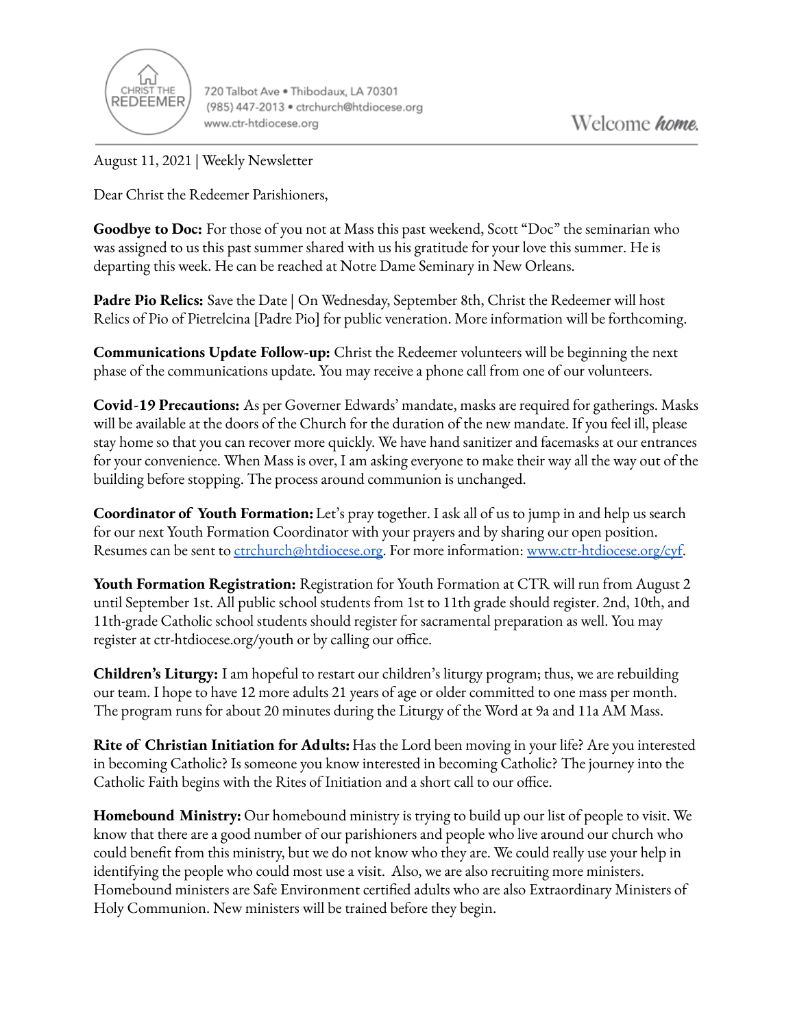CHRIST THE REDEEMER

720 Talbot Ave • Thibodaux, LA 70301
(985) 447-2013 • ctrchurch@htdiocese.org
www.ctr-htdiocese.org

Welcome *home.*

August 11, 2021 | Weekly Newsletter

Dear Christ the Redeemer Parishioners,

**Goodbye to Doc:** For those of you not at Mass this past weekend, Scott "Doc" the seminarian who was assigned to us this past summer shared with us his gratitude for your love this summer. He is departing this week. He can be reached at Notre Dame Seminary in New Orleans.

**Padre Pio Relics:** Save the Date | On Wednesday, September 8th, Christ the Redeemer will host Relics of Pio of Pietrelcina [Padre Pio] for public veneration. More information will be forthcoming.

**Communications Update Follow-up:** Christ the Redeemer volunteers will be beginning the next phase of the communications update. You may receive a phone call from one of our volunteers.

**Covid-19 Precautions:** As per Governer Edwards' mandate, masks are required for gatherings. Masks will be available at the doors of the Church for the duration of the new mandate. If you feel ill, please stay home so that you can recover more quickly. We have hand sanitizer and facemasks at our entrances for your convenience. When Mass is over, I am asking everyone to make their way all the way out of the building before stopping. The process around communion is unchanged.

**Coordinator of Youth Formation:** Let's pray together. I ask all of us to jump in and help us search for our next Youth Formation Coordinator with your prayers and by sharing our open position. Resumes can be sent to [ctrchurch@htdiocese.org](mailto:ctrchurch@htdiocese.org). For more information: [www.ctr-htdiocese.org/cyf](http://www.ctr-htdiocese.org/cyf).

**Youth Formation Registration:** Registration for Youth Formation at CTR will run from August 2 until September 1st. All public school students from 1st to 11th grade should register. 2nd, 10th, and 11th-grade Catholic school students should register for sacramental preparation as well. You may register at ctr-htdiocese.org/youth or by calling our office.

**Children's Liturgy:** I am hopeful to restart our children's liturgy program; thus, we are rebuilding our team. I hope to have 12 more adults 21 years of age or older committed to one mass per month. The program runs for about 20 minutes during the Liturgy of the Word at 9a and 11a AM Mass.

**Rite of Christian Initiation for Adults:** Has the Lord been moving in your life? Are you interested in becoming Catholic? Is someone you know interested in becoming Catholic? The journey into the Catholic Faith begins with the Rites of Initiation and a short call to our office.

**Homebound Ministry:** Our homebound ministry is trying to build up our list of people to visit. We know that there are a good number of our parishioners and people who live around our church who could benefit from this ministry, but we do not know who they are. We could really use your help in identifying the people who could most use a visit. Also, we are also recruiting more ministers. Homebound ministers are Safe Environment certified adults who are also Extraordinary Ministers of Holy Communion. New ministers will be trained before they begin.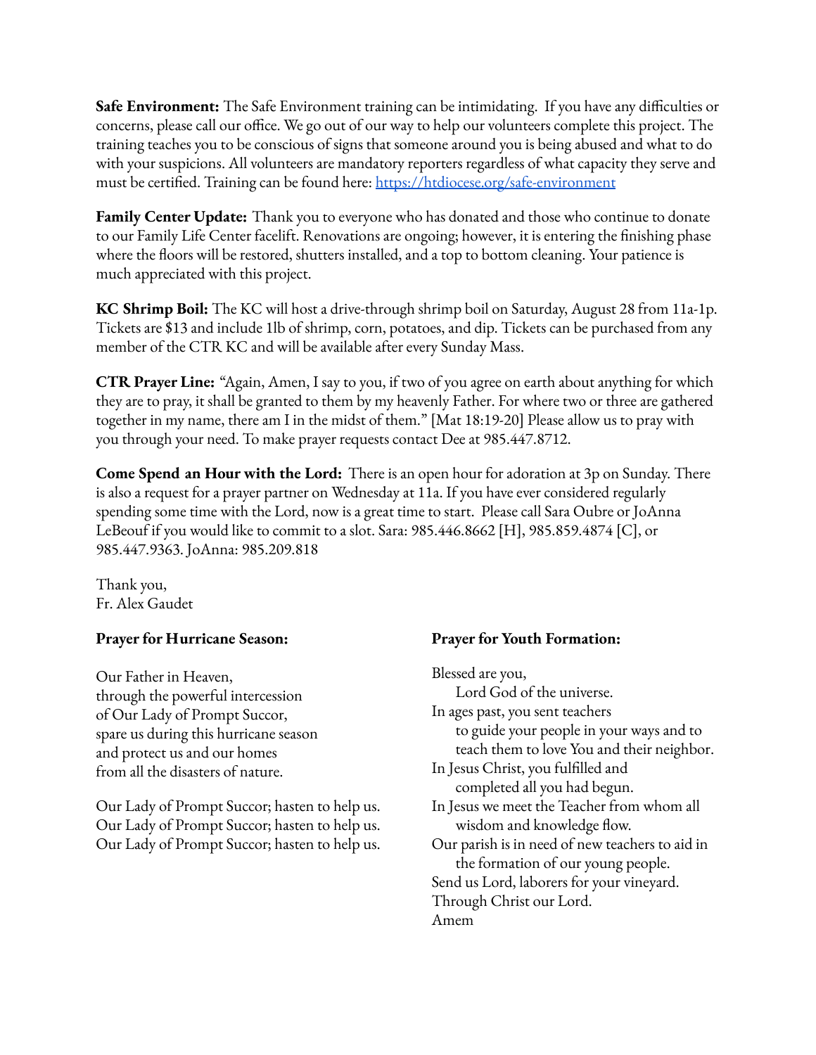**Safe Environment:** The Safe Environment training can be intimidating. If you have any difficulties or concerns, please call our office. We go out of our way to help our volunteers complete this project. The training teaches you to be conscious of signs that someone around you is being abused and what to do with your suspicions. All volunteers are mandatory reporters regardless of what capacity they serve and must be certified. Training can be found here: https://htdiocese.org/safe-environment

**Family Center Update:** Thank you to everyone who has donated and those who continue to donate to our Family Life Center facelift. Renovations are ongoing; however, it is entering the finishing phase where the floors will be restored, shutters installed, and a top to bottom cleaning. Your patience is much appreciated with this project.

**KC Shrimp Boil:** The KC will host a drive-through shrimp boil on Saturday, August 28 from 11a-1p. Tickets are $13 and include 1lb of shrimp, corn, potatoes, and dip. Tickets can be purchased from any member of the CTR KC and will be available after every Sunday Mass.

**CTR Prayer Line:** "Again, Amen, I say to you, if two of you agree on earth about anything for which they are to pray, it shall be granted to them by my heavenly Father. For where two or three are gathered together in my name, there am I in the midst of them." [Mat 18:19-20] Please allow us to pray with you through your need. To make prayer requests contact Dee at 985.447.8712.

**Come Spend an Hour with the Lord:** There is an open hour for adoration at 3p on Sunday. There is also a request for a prayer partner on Wednesday at 11a. If you have ever considered regularly spending some time with the Lord, now is a great time to start. Please call Sara Oubre or JoAnna LeBeouf if you would like to commit to a slot. Sara: 985.446.8662 [H], 985.859.4874 [C], or 985.447.9363. JoAnna: 985.209.818

Thank you,
Fr. Alex Gaudet

**Prayer for Hurricane Season:**

Our Father in Heaven,
through the powerful intercession
of Our Lady of Prompt Succor,
spare us during this hurricane season
and protect us and our homes
from all the disasters of nature.

Our Lady of Prompt Succor; hasten to help us.
Our Lady of Prompt Succor; hasten to help us.
Our Lady of Prompt Succor; hasten to help us.

**Prayer for Youth Formation:**

Blessed are you,
Lord God of the universe.
In ages past, you sent teachers
to guide your people in your ways and to teach them to love You and their neighbor.
In Jesus Christ, you fulfilled and completed all you had begun.
In Jesus we meet the Teacher from whom all wisdom and knowledge flow.
Our parish is in need of new teachers to aid in the formation of our young people.
Send us Lord, laborers for your vineyard.
Through Christ our Lord.
Amem